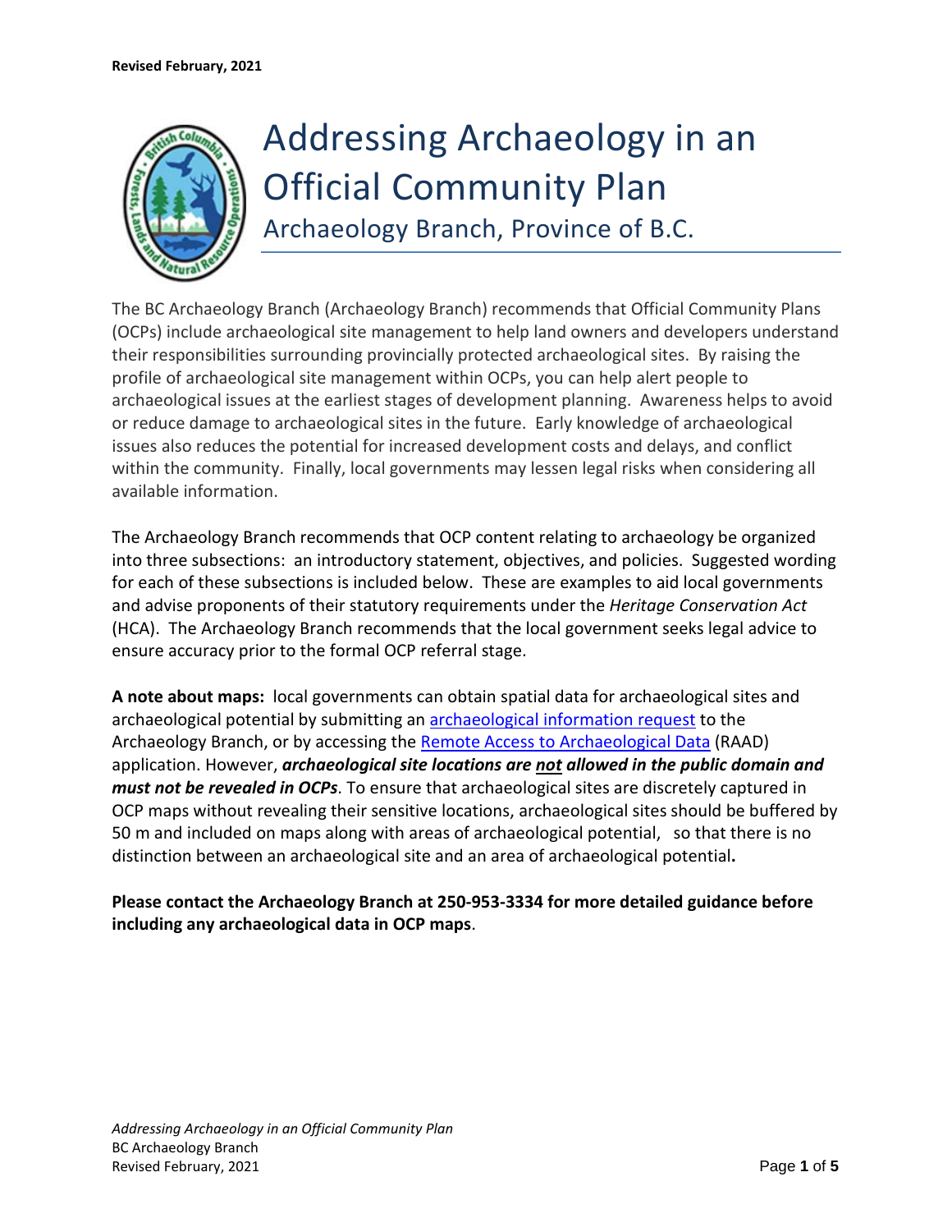**Revised February, 2021**

# Addressing Archaeology in an Official Community Plan

## Archaeology Branch, Province of B.C.

The BC Archaeology Branch (Archaeology Branch) recommends that Official Community Plans (OCPs) include archaeological site management to help land owners and developers understand their responsibilities surrounding provincially protected archaeological sites. By raising the profile of archaeological site management within OCPs, you can help alert people to archaeological issues at the earliest stages of development planning. Awareness helps to avoid or reduce damage to archaeological sites in the future. Early knowledge of archaeological issues also reduces the potential for increased development costs and delays, and conflict within the community. Finally, local governments may lessen legal risks when considering all available information.

The Archaeology Branch recommends that OCP content relating to archaeology be organized into three subsections: an introductory statement, objectives, and policies. Suggested wording for each of these subsections is included below. These are examples to aid local governments and advise proponents of their statutory requirements under the *Heritage Conservation Act* (HCA). The Archaeology Branch recommends that the local government seeks legal advice to ensure accuracy prior to the formal OCP referral stage.

**A note about maps:** local governments can obtain spatial data for archaeological sites and archaeological potential by submitting an archaeological information request to the Archaeology Branch, or by accessing the Remote Access to Archaeological Data (RAAD) application. However, ***archaeological site locations are not allowed in the public domain and must not be revealed in OCPs***. To ensure that archaeological sites are discretely captured in OCP maps without revealing their sensitive locations, archaeological sites should be buffered by 50 m and included on maps along with areas of archaeological potential, so that there is no distinction between an archaeological site and an area of archaeological potential**.**

**Please contact the Archaeology Branch at 250-953-3334 for more detailed guidance before including any archaeological data in OCP maps**.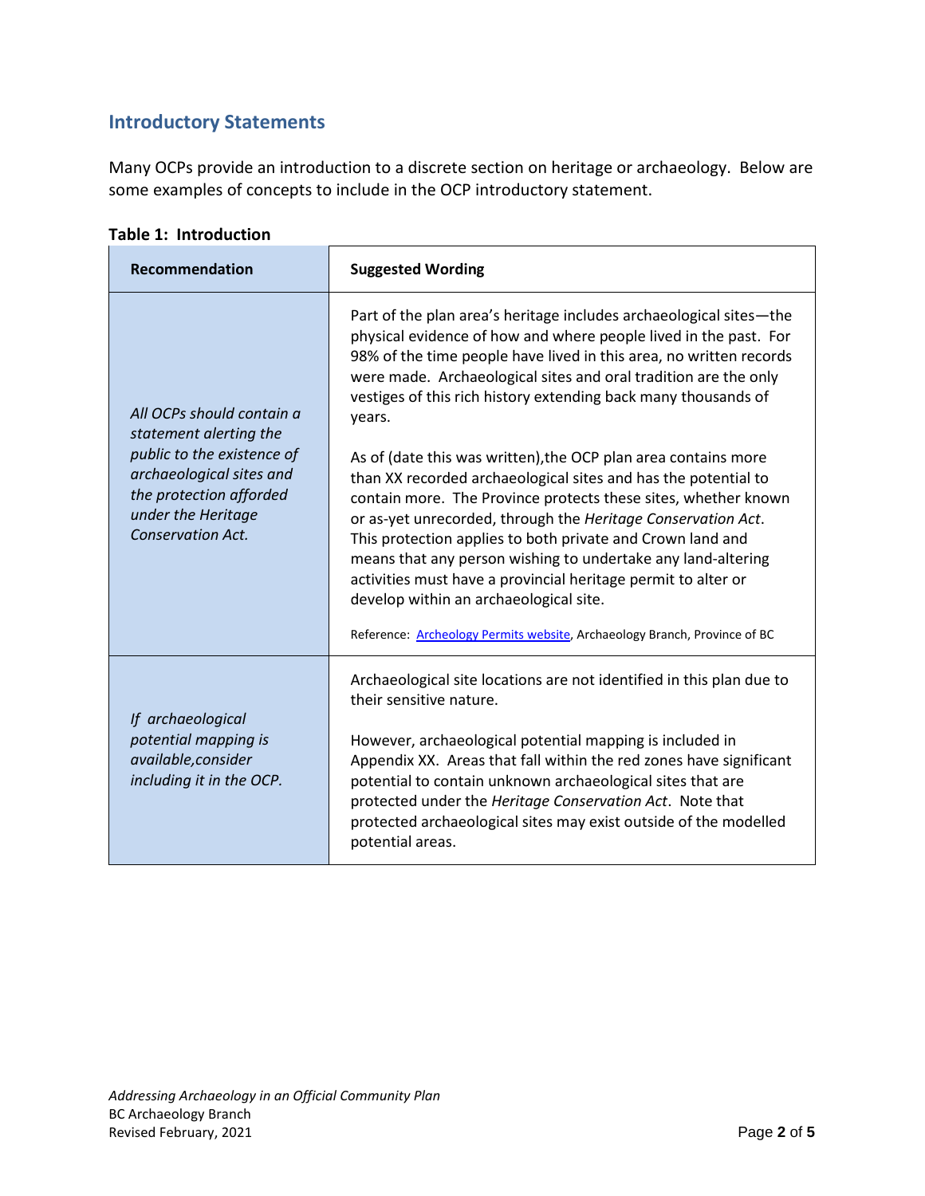## Introductory Statements

Many OCPs provide an introduction to a discrete section on heritage or archaeology. Below are some examples of concepts to include in the OCP introductory statement.

**Table 1: Introduction**

| Recommendation | Suggested Wording |
|---|---|
| *All OCPs should contain a statement alerting the public to the existence of archaeological sites and the protection afforded under the Heritage Conservation Act.* | Part of the plan area's heritage includes archaeological sites—the physical evidence of how and where people lived in the past. For 98% of the time people have lived in this area, no written records were made. Archaeological sites and oral tradition are the only vestiges of this rich history extending back many thousands of years.<br><br>As of (date this was written),the OCP plan area contains more than XX recorded archaeological sites and has the potential to contain more. The Province protects these sites, whether known or as-yet unrecorded, through the *Heritage Conservation Act*. This protection applies to both private and Crown land and means that any person wishing to undertake any land-altering activities must have a provincial heritage permit to alter or develop within an archaeological site.<br><br>Reference: [Archeology Permits website], Archaeology Branch, Province of BC |
| *If archaeological potential mapping is available,consider including it in the OCP.* | Archaeological site locations are not identified in this plan due to their sensitive nature.<br><br>However, archaeological potential mapping is included in Appendix XX. Areas that fall within the red zones have significant potential to contain unknown archaeological sites that are protected under the *Heritage Conservation Act*. Note that protected archaeological sites may exist outside of the modelled potential areas. |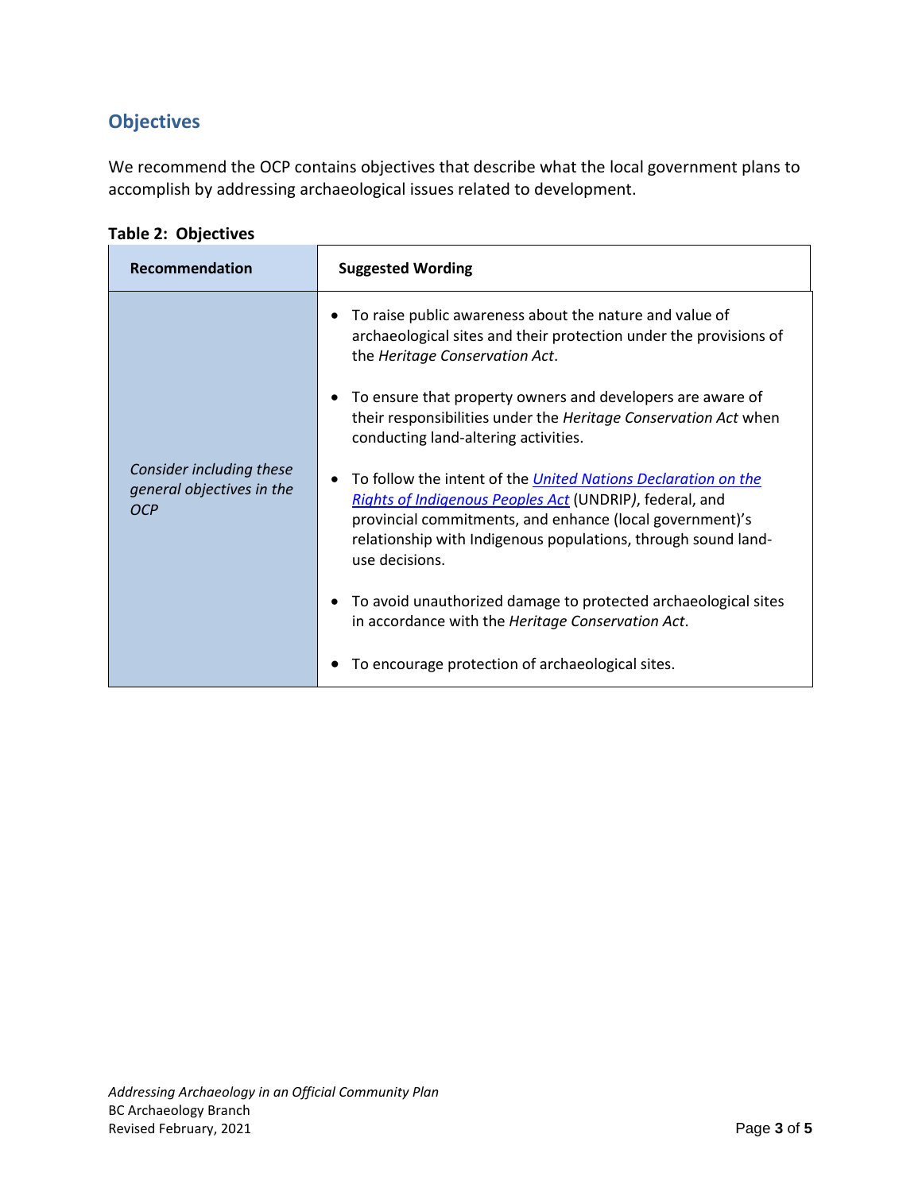## Objectives

We recommend the OCP contains objectives that describe what the local government plans to accomplish by addressing archaeological issues related to development.

**Table 2: Objectives**

| Recommendation | Suggested Wording |
| --- | --- |
| *Consider including these general objectives in the OCP* | • To raise public awareness about the nature and value of archaeological sites and their protection under the provisions of the *Heritage Conservation Act*.<br><br>• To ensure that property owners and developers are aware of their responsibilities under the *Heritage Conservation Act* when conducting land-altering activities.<br><br>• To follow the intent of the *United Nations Declaration on the Rights of Indigenous Peoples Act* (UNDRIP), federal, and provincial commitments, and enhance (local government)'s relationship with Indigenous populations, through sound land-use decisions.<br><br>• To avoid unauthorized damage to protected archaeological sites in accordance with the *Heritage Conservation Act*.<br><br>• To encourage protection of archaeological sites. |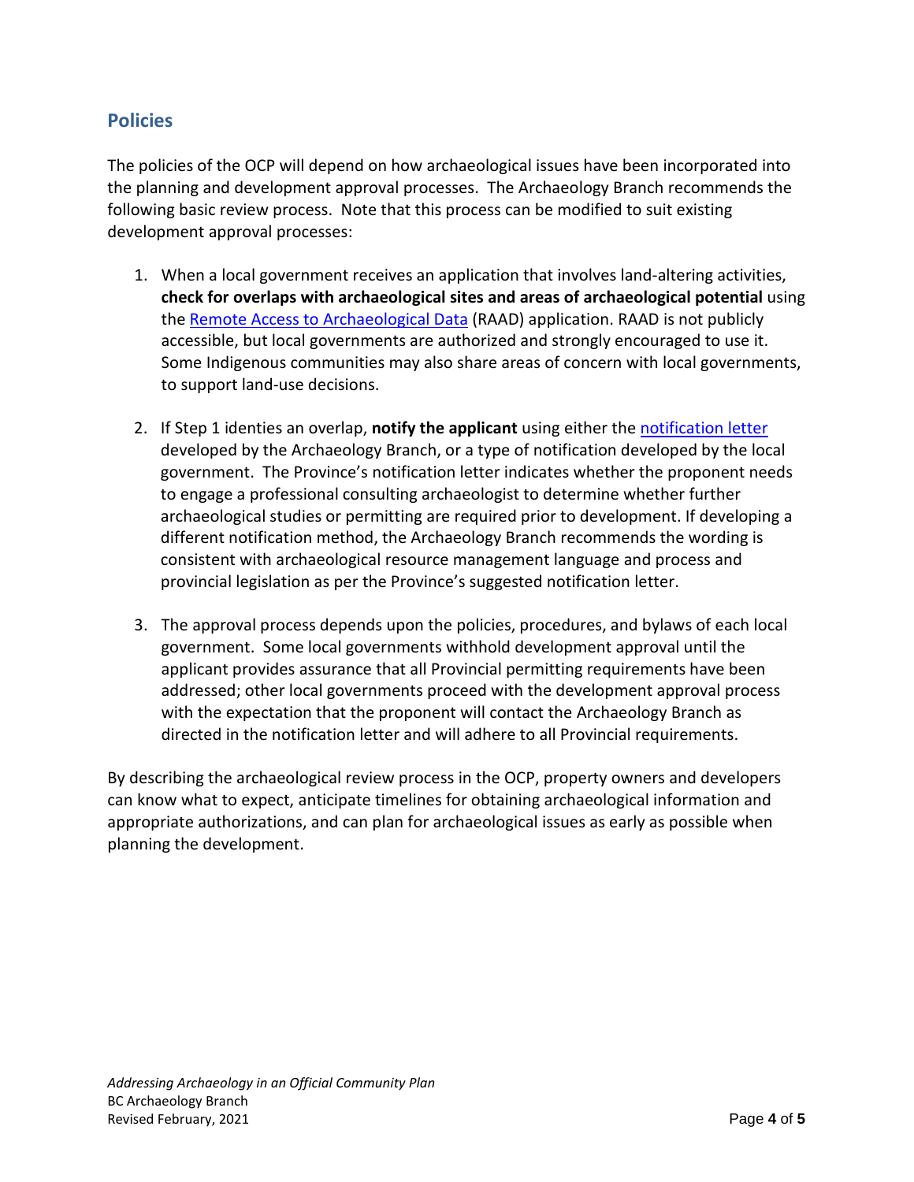## Policies

The policies of the OCP will depend on how archaeological issues have been incorporated into the planning and development approval processes. The Archaeology Branch recommends the following basic review process. Note that this process can be modified to suit existing development approval processes:

1. When a local government receives an application that involves land-altering activities, **check for overlaps with archaeological sites and areas of archaeological potential** using the Remote Access to Archaeological Data (RAAD) application. RAAD is not publicly accessible, but local governments are authorized and strongly encouraged to use it. Some Indigenous communities may also share areas of concern with local governments, to support land-use decisions.

2. If Step 1 identies an overlap, **notify the applicant** using either the notification letter developed by the Archaeology Branch, or a type of notification developed by the local government. The Province's notification letter indicates whether the proponent needs to engage a professional consulting archaeologist to determine whether further archaeological studies or permitting are required prior to development. If developing a different notification method, the Archaeology Branch recommends the wording is consistent with archaeological resource management language and process and provincial legislation as per the Province's suggested notification letter.

3. The approval process depends upon the policies, procedures, and bylaws of each local government. Some local governments withhold development approval until the applicant provides assurance that all Provincial permitting requirements have been addressed; other local governments proceed with the development approval process with the expectation that the proponent will contact the Archaeology Branch as directed in the notification letter and will adhere to all Provincial requirements.

By describing the archaeological review process in the OCP, property owners and developers can know what to expect, anticipate timelines for obtaining archaeological information and appropriate authorizations, and can plan for archaeological issues as early as possible when planning the development.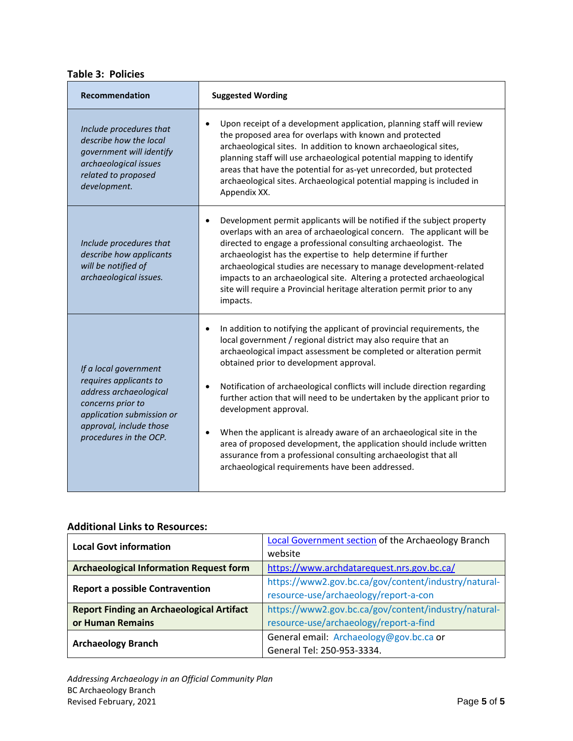### Table 3: Policies

| Recommendation | Suggested Wording |
|---|---|
| *Include procedures that describe how the local government will identify archaeological issues related to proposed development.* | • Upon receipt of a development application, planning staff will review the proposed area for overlaps with known and protected archaeological sites. In addition to known archaeological sites, planning staff will use archaeological potential mapping to identify areas that have the potential for as-yet unrecorded, but protected archaeological sites. Archaeological potential mapping is included in Appendix XX. |
| *Include procedures that describe how applicants will be notified of archaeological issues.* | • Development permit applicants will be notified if the subject property overlaps with an area of archaeological concern. The applicant will be directed to engage a professional consulting archaeologist. The archaeologist has the expertise to help determine if further archaeological studies are necessary to manage development-related impacts to an archaeological site. Altering a protected archaeological site will require a Provincial heritage alteration permit prior to any impacts. |
| *If a local government requires applicants to address archaeological concerns prior to application submission or approval, include those procedures in the OCP.* | • In addition to notifying the applicant of provincial requirements, the local government / regional district may also require that an archaeological impact assessment be completed or alteration permit obtained prior to development approval.<br><br>• Notification of archaeological conflicts will include direction regarding further action that will need to be undertaken by the applicant prior to development approval.<br><br>• When the applicant is already aware of an archaeological site in the area of proposed development, the application should include written assurance from a professional consulting archaeologist that all archaeological requirements have been addressed. |

### Additional Links to Resources:

| | |
|---|---|
| **Local Govt information** | Local Government section of the Archaeology Branch website |
| **Archaeological Information Request form** | https://www.archdatarequest.nrs.gov.bc.ca/ |
| **Report a possible Contravention** | https://www2.gov.bc.ca/gov/content/industry/natural-resource-use/archaeology/report-a-con |
| **Report Finding an Archaeological Artifact or Human Remains** | https://www2.gov.bc.ca/gov/content/industry/natural-resource-use/archaeology/report-a-find |
| **Archaeology Branch** | General email: Archaeology@gov.bc.ca or General Tel: 250-953-3334. |

*Addressing Archaeology in an Official Community Plan*
BC Archaeology Branch
Revised February, 2021